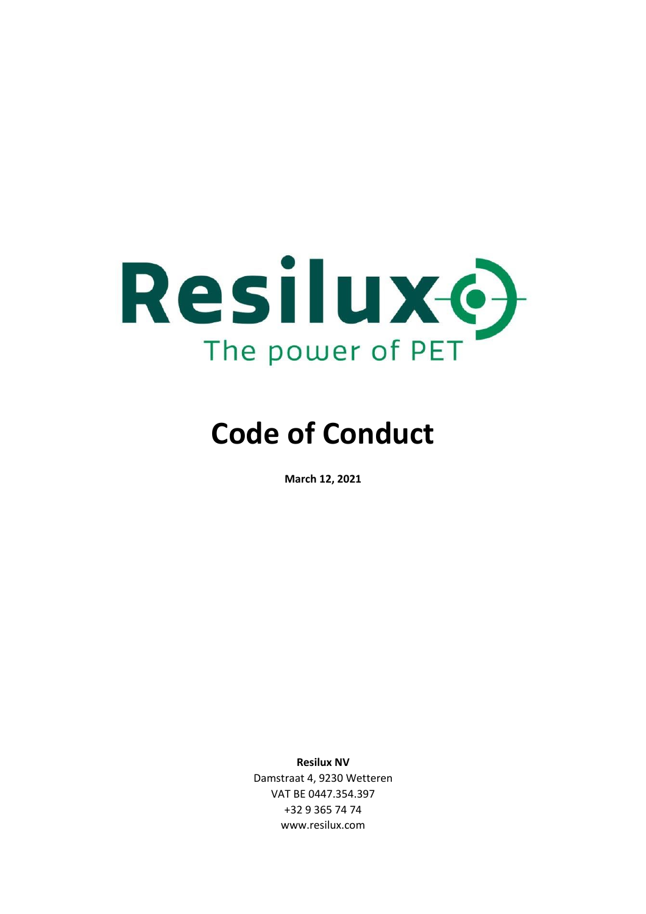Resilux
The power of PET

# Code of Conduct

**March 12, 2021**

**Resilux NV**
Damstraat 4, 9230 Wetteren
VAT BE 0447.354.397
+32 9 365 74 74
www.resilux.com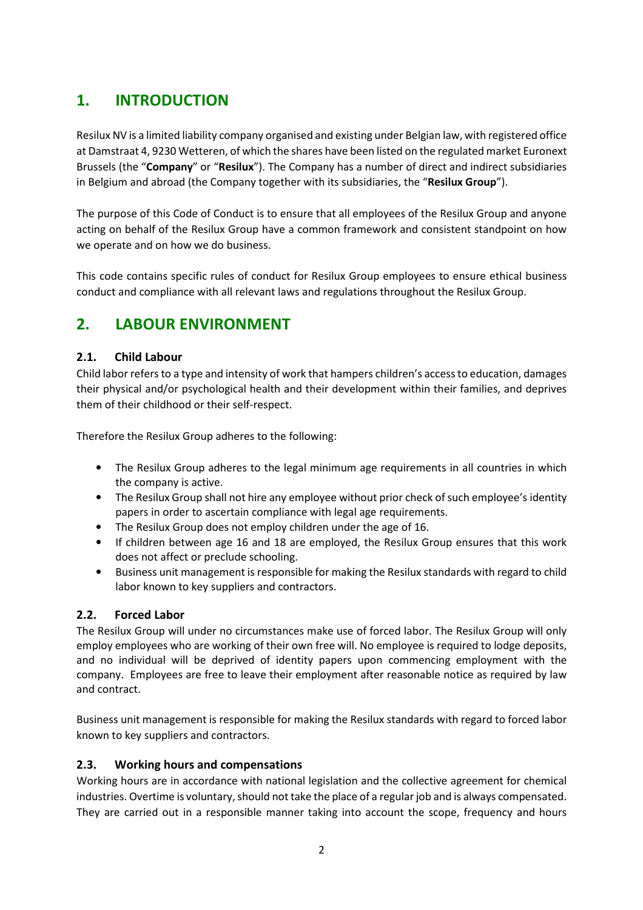# 1. INTRODUCTION

Resilux NV is a limited liability company organised and existing under Belgian law, with registered office at Damstraat 4, 9230 Wetteren, of which the shares have been listed on the regulated market Euronext Brussels (the "**Company**" or "**Resilux**"). The Company has a number of direct and indirect subsidiaries in Belgium and abroad (the Company together with its subsidiaries, the "**Resilux Group**").

The purpose of this Code of Conduct is to ensure that all employees of the Resilux Group and anyone acting on behalf of the Resilux Group have a common framework and consistent standpoint on how we operate and on how we do business.

This code contains specific rules of conduct for Resilux Group employees to ensure ethical business conduct and compliance with all relevant laws and regulations throughout the Resilux Group.

# 2. LABOUR ENVIRONMENT

## 2.1. Child Labour

Child labor refers to a type and intensity of work that hampers children's access to education, damages their physical and/or psychological health and their development within their families, and deprives them of their childhood or their self-respect.

Therefore the Resilux Group adheres to the following:

- The Resilux Group adheres to the legal minimum age requirements in all countries in which the company is active.
- The Resilux Group shall not hire any employee without prior check of such employee's identity papers in order to ascertain compliance with legal age requirements.
- The Resilux Group does not employ children under the age of 16.
- If children between age 16 and 18 are employed, the Resilux Group ensures that this work does not affect or preclude schooling.
- Business unit management is responsible for making the Resilux standards with regard to child labor known to key suppliers and contractors.

## 2.2. Forced Labor

The Resilux Group will under no circumstances make use of forced labor. The Resilux Group will only employ employees who are working of their own free will. No employee is required to lodge deposits, and no individual will be deprived of identity papers upon commencing employment with the company. Employees are free to leave their employment after reasonable notice as required by law and contract.

Business unit management is responsible for making the Resilux standards with regard to forced labor known to key suppliers and contractors.

## 2.3. Working hours and compensations

Working hours are in accordance with national legislation and the collective agreement for chemical industries. Overtime is voluntary, should not take the place of a regular job and is always compensated. They are carried out in a responsible manner taking into account the scope, frequency and hours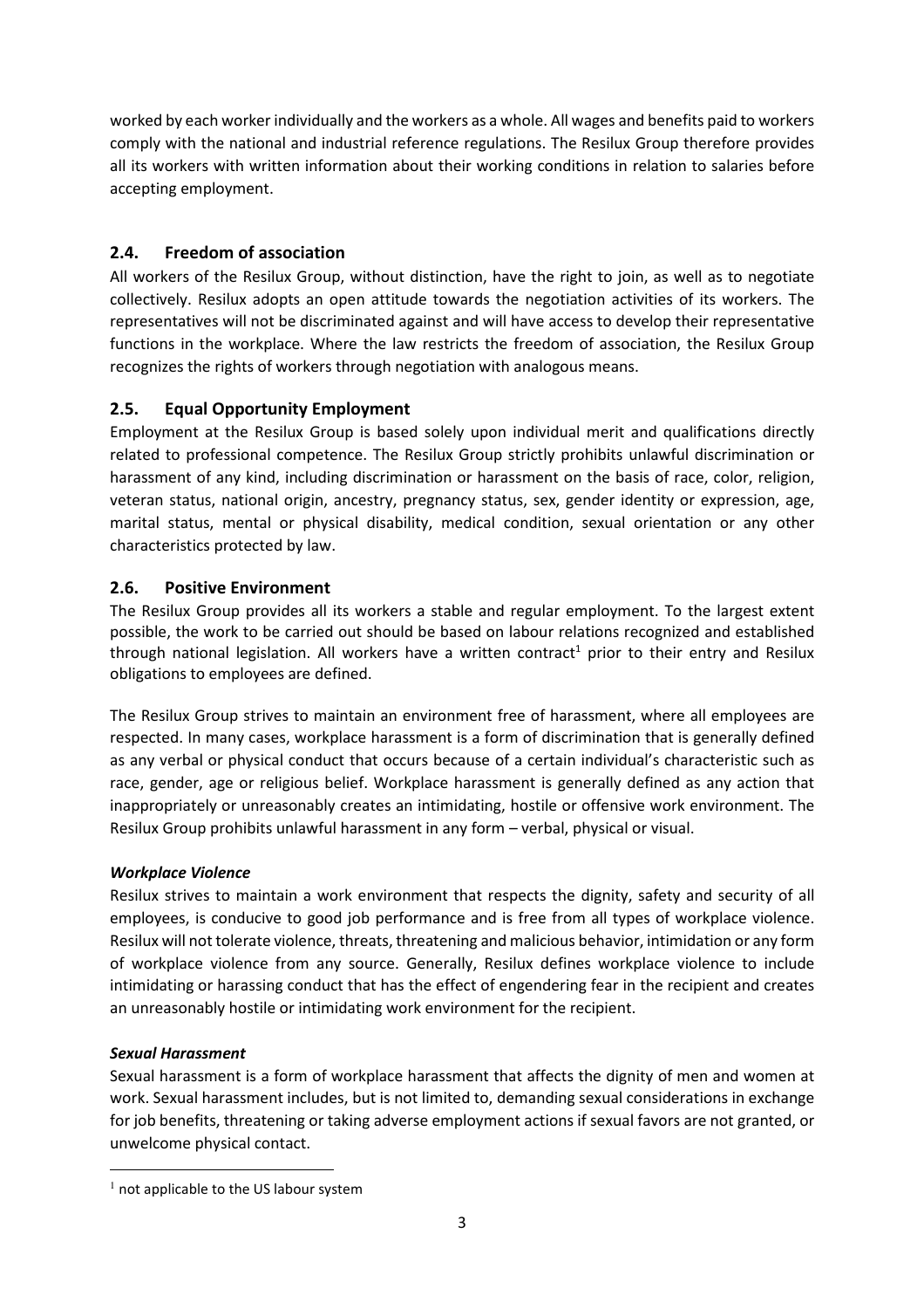worked by each worker individually and the workers as a whole. All wages and benefits paid to workers comply with the national and industrial reference regulations. The Resilux Group therefore provides all its workers with written information about their working conditions in relation to salaries before accepting employment.

## 2.4. Freedom of association

All workers of the Resilux Group, without distinction, have the right to join, as well as to negotiate collectively. Resilux adopts an open attitude towards the negotiation activities of its workers. The representatives will not be discriminated against and will have access to develop their representative functions in the workplace. Where the law restricts the freedom of association, the Resilux Group recognizes the rights of workers through negotiation with analogous means.

## 2.5. Equal Opportunity Employment

Employment at the Resilux Group is based solely upon individual merit and qualifications directly related to professional competence. The Resilux Group strictly prohibits unlawful discrimination or harassment of any kind, including discrimination or harassment on the basis of race, color, religion, veteran status, national origin, ancestry, pregnancy status, sex, gender identity or expression, age, marital status, mental or physical disability, medical condition, sexual orientation or any other characteristics protected by law.

## 2.6. Positive Environment

The Resilux Group provides all its workers a stable and regular employment. To the largest extent possible, the work to be carried out should be based on labour relations recognized and established through national legislation. All workers have a written contract[1] prior to their entry and Resilux obligations to employees are defined.

The Resilux Group strives to maintain an environment free of harassment, where all employees are respected. In many cases, workplace harassment is a form of discrimination that is generally defined as any verbal or physical conduct that occurs because of a certain individual's characteristic such as race, gender, age or religious belief. Workplace harassment is generally defined as any action that inappropriately or unreasonably creates an intimidating, hostile or offensive work environment. The Resilux Group prohibits unlawful harassment in any form – verbal, physical or visual.

***Workplace Violence***

Resilux strives to maintain a work environment that respects the dignity, safety and security of all employees, is conducive to good job performance and is free from all types of workplace violence. Resilux will not tolerate violence, threats, threatening and malicious behavior, intimidation or any form of workplace violence from any source. Generally, Resilux defines workplace violence to include intimidating or harassing conduct that has the effect of engendering fear in the recipient and creates an unreasonably hostile or intimidating work environment for the recipient.

***Sexual Harassment***

Sexual harassment is a form of workplace harassment that affects the dignity of men and women at work. Sexual harassment includes, but is not limited to, demanding sexual considerations in exchange for job benefits, threatening or taking adverse employment actions if sexual favors are not granted, or unwelcome physical contact.

[1] not applicable to the US labour system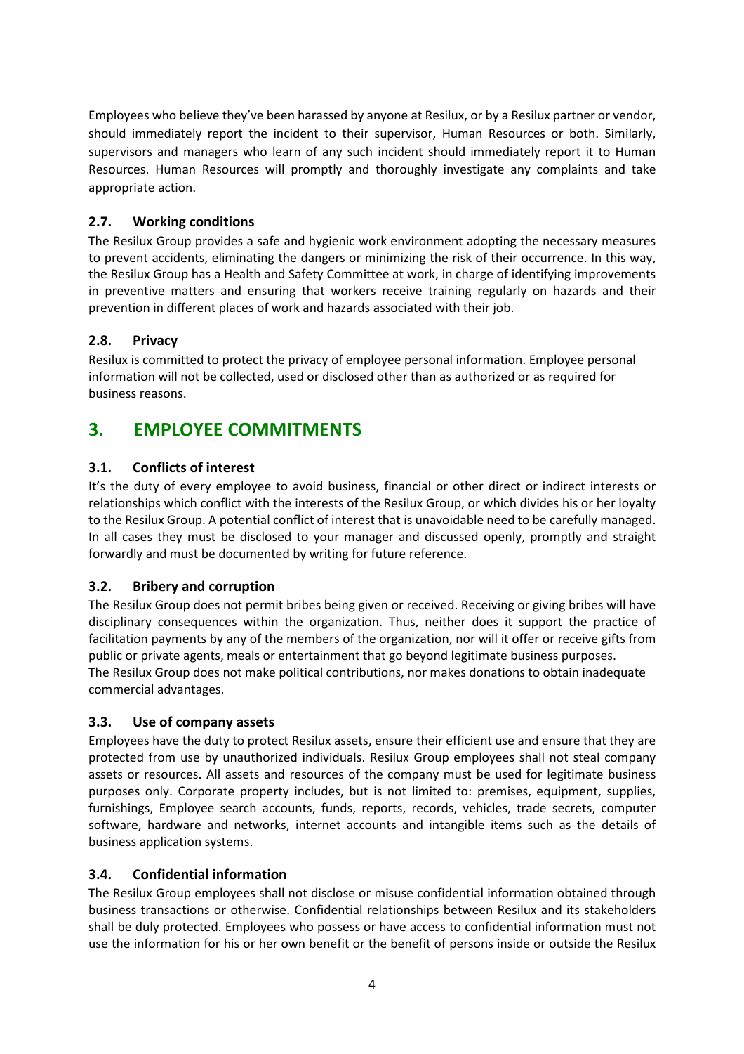Employees who believe they've been harassed by anyone at Resilux, or by a Resilux partner or vendor, should immediately report the incident to their supervisor, Human Resources or both. Similarly, supervisors and managers who learn of any such incident should immediately report it to Human Resources. Human Resources will promptly and thoroughly investigate any complaints and take appropriate action.

### 2.7. Working conditions

The Resilux Group provides a safe and hygienic work environment adopting the necessary measures to prevent accidents, eliminating the dangers or minimizing the risk of their occurrence. In this way, the Resilux Group has a Health and Safety Committee at work, in charge of identifying improvements in preventive matters and ensuring that workers receive training regularly on hazards and their prevention in different places of work and hazards associated with their job.

### 2.8. Privacy

Resilux is committed to protect the privacy of employee personal information. Employee personal information will not be collected, used or disclosed other than as authorized or as required for business reasons.

## 3. EMPLOYEE COMMITMENTS

### 3.1. Conflicts of interest

It's the duty of every employee to avoid business, financial or other direct or indirect interests or relationships which conflict with the interests of the Resilux Group, or which divides his or her loyalty to the Resilux Group. A potential conflict of interest that is unavoidable need to be carefully managed. In all cases they must be disclosed to your manager and discussed openly, promptly and straight forwardly and must be documented by writing for future reference.

### 3.2. Bribery and corruption

The Resilux Group does not permit bribes being given or received. Receiving or giving bribes will have disciplinary consequences within the organization. Thus, neither does it support the practice of facilitation payments by any of the members of the organization, nor will it offer or receive gifts from public or private agents, meals or entertainment that go beyond legitimate business purposes.
The Resilux Group does not make political contributions, nor makes donations to obtain inadequate commercial advantages.

### 3.3. Use of company assets

Employees have the duty to protect Resilux assets, ensure their efficient use and ensure that they are protected from use by unauthorized individuals. Resilux Group employees shall not steal company assets or resources. All assets and resources of the company must be used for legitimate business purposes only. Corporate property includes, but is not limited to: premises, equipment, supplies, furnishings, Employee search accounts, funds, reports, records, vehicles, trade secrets, computer software, hardware and networks, internet accounts and intangible items such as the details of business application systems.

### 3.4. Confidential information

The Resilux Group employees shall not disclose or misuse confidential information obtained through business transactions or otherwise. Confidential relationships between Resilux and its stakeholders shall be duly protected. Employees who possess or have access to confidential information must not use the information for his or her own benefit or the benefit of persons inside or outside the Resilux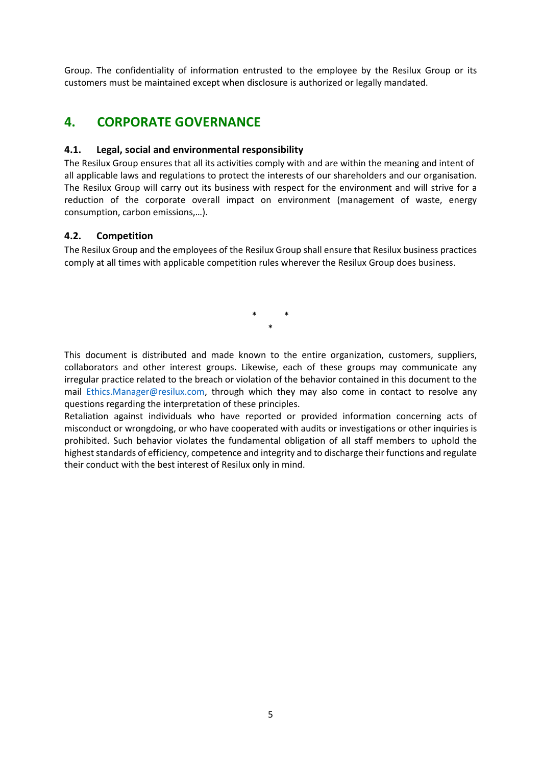Group. The confidentiality of information entrusted to the employee by the Resilux Group or its customers must be maintained except when disclosure is authorized or legally mandated.

# 4. CORPORATE GOVERNANCE

### 4.1. Legal, social and environmental responsibility

The Resilux Group ensures that all its activities comply with and are within the meaning and intent of all applicable laws and regulations to protect the interests of our shareholders and our organisation. The Resilux Group will carry out its business with respect for the environment and will strive for a reduction of the corporate overall impact on environment (management of waste, energy consumption, carbon emissions,…).

### 4.2. Competition

The Resilux Group and the employees of the Resilux Group shall ensure that Resilux business practices comply at all times with applicable competition rules wherever the Resilux Group does business.

\* \*
\*

This document is distributed and made known to the entire organization, customers, suppliers, collaborators and other interest groups. Likewise, each of these groups may communicate any irregular practice related to the breach or violation of the behavior contained in this document to the mail Ethics.Manager@resilux.com, through which they may also come in contact to resolve any questions regarding the interpretation of these principles.

Retaliation against individuals who have reported or provided information concerning acts of misconduct or wrongdoing, or who have cooperated with audits or investigations or other inquiries is prohibited. Such behavior violates the fundamental obligation of all staff members to uphold the highest standards of efficiency, competence and integrity and to discharge their functions and regulate their conduct with the best interest of Resilux only in mind.